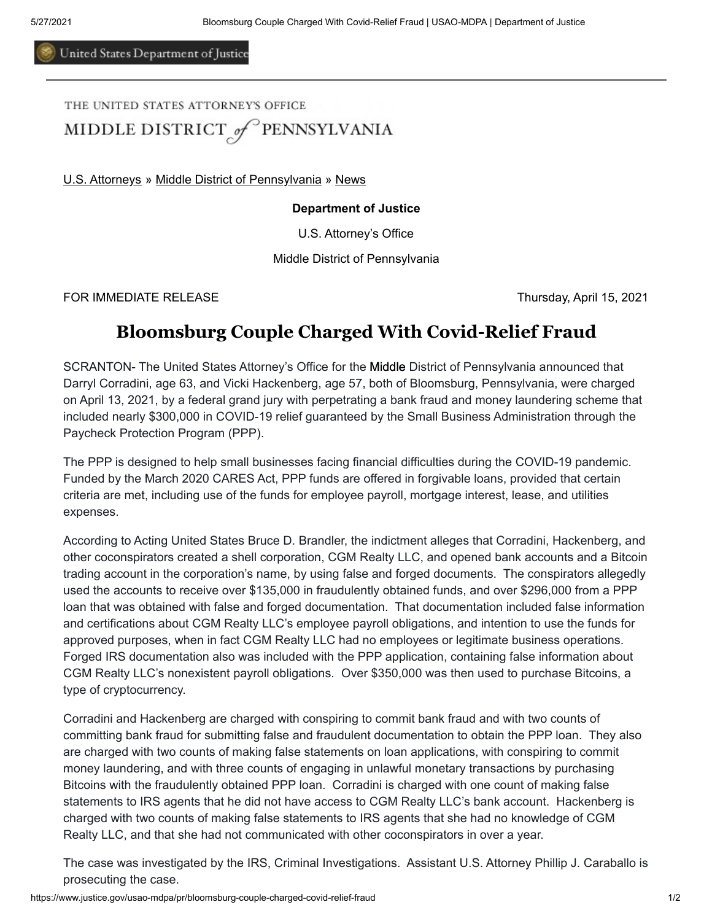United States Department of Justice

THE UNITED STATES ATTORNEY'S OFFICE
MIDDLE DISTRICT of PENNSYLVANIA

U.S. Attorneys » Middle District of Pennsylvania » News

**Department of Justice**

U.S. Attorney's Office

Middle District of Pennsylvania

FOR IMMEDIATE RELEASE Thursday, April 15, 2021

# Bloomsburg Couple Charged With Covid-Relief Fraud

SCRANTON- The United States Attorney's Office for the Middle District of Pennsylvania announced that Darryl Corradini, age 63, and Vicki Hackenberg, age 57, both of Bloomsburg, Pennsylvania, were charged on April 13, 2021, by a federal grand jury with perpetrating a bank fraud and money laundering scheme that included nearly $300,000 in COVID-19 relief guaranteed by the Small Business Administration through the Paycheck Protection Program (PPP).

The PPP is designed to help small businesses facing financial difficulties during the COVID-19 pandemic. Funded by the March 2020 CARES Act, PPP funds are offered in forgivable loans, provided that certain criteria are met, including use of the funds for employee payroll, mortgage interest, lease, and utilities expenses.

According to Acting United States Bruce D. Brandler, the indictment alleges that Corradini, Hackenberg, and other coconspirators created a shell corporation, CGM Realty LLC, and opened bank accounts and a Bitcoin trading account in the corporation's name, by using false and forged documents. The conspirators allegedly used the accounts to receive over $135,000 in fraudulently obtained funds, and over $296,000 from a PPP loan that was obtained with false and forged documentation. That documentation included false information and certifications about CGM Realty LLC's employee payroll obligations, and intention to use the funds for approved purposes, when in fact CGM Realty LLC had no employees or legitimate business operations. Forged IRS documentation also was included with the PPP application, containing false information about CGM Realty LLC's nonexistent payroll obligations. Over $350,000 was then used to purchase Bitcoins, a type of cryptocurrency.

Corradini and Hackenberg are charged with conspiring to commit bank fraud and with two counts of committing bank fraud for submitting false and fraudulent documentation to obtain the PPP loan. They also are charged with two counts of making false statements on loan applications, with conspiring to commit money laundering, and with three counts of engaging in unlawful monetary transactions by purchasing Bitcoins with the fraudulently obtained PPP loan. Corradini is charged with one count of making false statements to IRS agents that he did not have access to CGM Realty LLC's bank account. Hackenberg is charged with two counts of making false statements to IRS agents that she had no knowledge of CGM Realty LLC, and that she had not communicated with other coconspirators in over a year.

The case was investigated by the IRS, Criminal Investigations. Assistant U.S. Attorney Phillip J. Caraballo is prosecuting the case.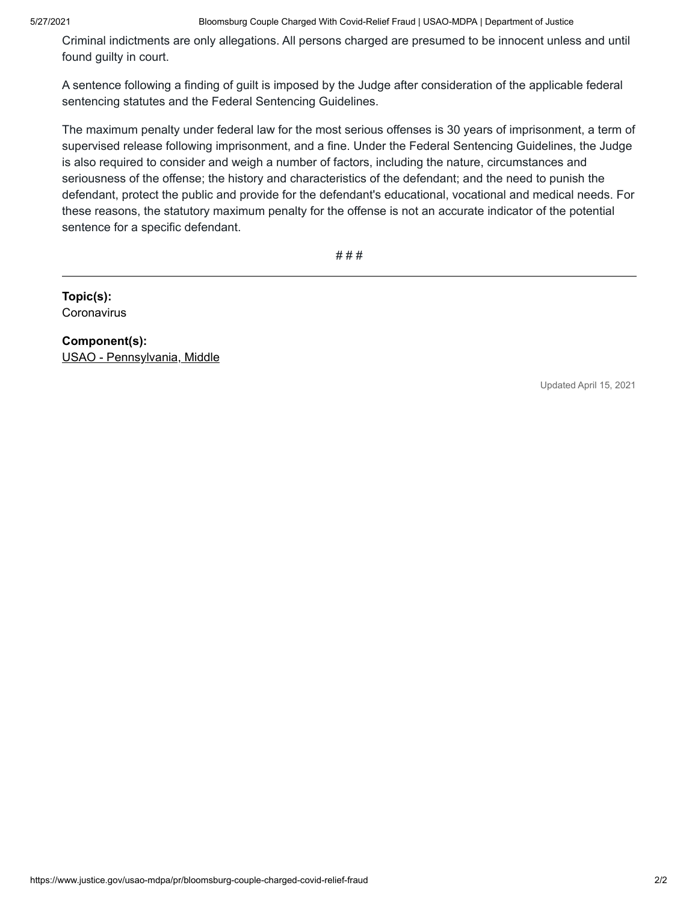Criminal indictments are only allegations. All persons charged are presumed to be innocent unless and until found guilty in court.

A sentence following a finding of guilt is imposed by the Judge after consideration of the applicable federal sentencing statutes and the Federal Sentencing Guidelines.

The maximum penalty under federal law for the most serious offenses is 30 years of imprisonment, a term of supervised release following imprisonment, and a fine. Under the Federal Sentencing Guidelines, the Judge is also required to consider and weigh a number of factors, including the nature, circumstances and seriousness of the offense; the history and characteristics of the defendant; and the need to punish the defendant, protect the public and provide for the defendant's educational, vocational and medical needs. For these reasons, the statutory maximum penalty for the offense is not an accurate indicator of the potential sentence for a specific defendant.

# # #

---

**Topic(s):**
Coronavirus

**Component(s):**
USAO - Pennsylvania, Middle

Updated April 15, 2021